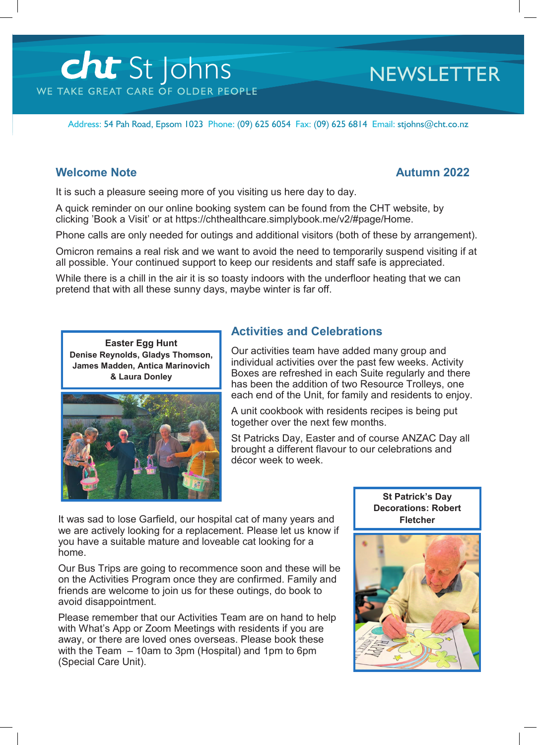# cht St Johns NEWSLETTER

WE TAKE GREAT CARE OF OLDER PEOPLE

Address: 54 Pah Road, Epsom 1023 Phone: (09) 625 6054 Fax: (09) 625 6814 Email: stjohns@cht.co.nz

## Welcome Note

**Autumn 2022**

It is such a pleasure seeing more of you visiting us here day to day.

A quick reminder on our online booking system can be found from the CHT website, by clicking 'Book a Visit' or at https://chthealthcare.simplybook.me/v2/#page/Home.

Phone calls are only needed for outings and additional visitors (both of these by arrangement).

Omicron remains a real risk and we want to avoid the need to temporarily suspend visiting if at all possible. Your continued support to keep our residents and staff safe is appreciated.

While there is a chill in the air it is so toasty indoors with the underfloor heating that we can pretend that with all these sunny days, maybe winter is far off.

**Easter Egg Hunt**
**Denise Reynolds, Gladys Thomson, James Madden, Antica Marinovich & Laura Donley**

## Activities and Celebrations

Our activities team have added many group and individual activities over the past few weeks. Activity Boxes are refreshed in each Suite regularly and there has been the addition of two Resource Trolleys, one each end of the Unit, for family and residents to enjoy.

A unit cookbook with residents recipes is being put together over the next few months.

St Patricks Day, Easter and of course ANZAC Day all brought a different flavour to our celebrations and décor week to week.

It was sad to lose Garfield, our hospital cat of many years and we are actively looking for a replacement. Please let us know if you have a suitable mature and loveable cat looking for a home.

Our Bus Trips are going to recommence soon and these will be on the Activities Program once they are confirmed. Family and friends are welcome to join us for these outings, do book to avoid disappointment.

Please remember that our Activities Team are on hand to help with What's App or Zoom Meetings with residents if you are away, or there are loved ones overseas. Please book these with the Team – 10am to 3pm (Hospital) and 1pm to 6pm (Special Care Unit).

**St Patrick's Day Decorations: Robert Fletcher**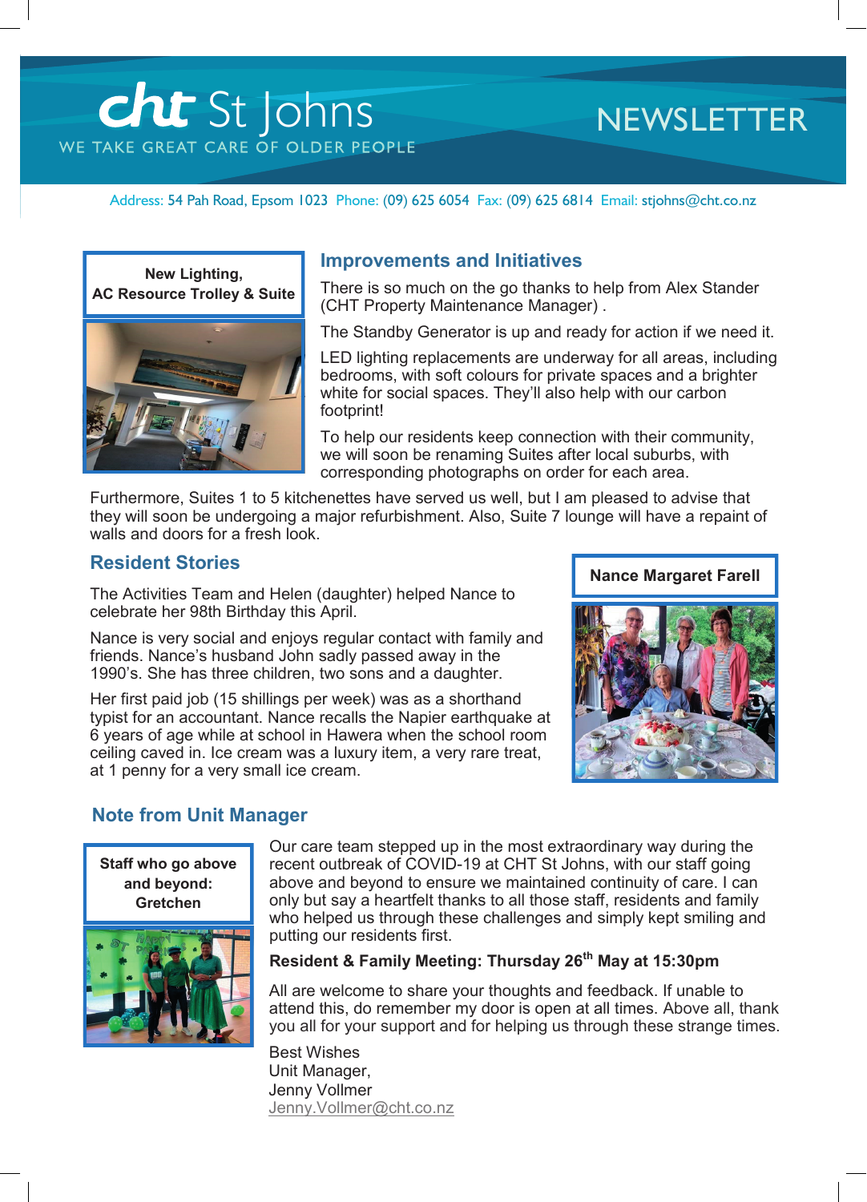# cht St Johns

WE TAKE GREAT CARE OF OLDER PEOPLE

# NEWSLETTER

Address: 54 Pah Road, Epsom 1023 Phone: (09) 625 6054 Fax: (09) 625 6814 Email: stjohns@cht.co.nz

**New Lighting, AC Resource Trolley & Suite**

## Improvements and Initiatives

There is so much on the go thanks to help from Alex Stander (CHT Property Maintenance Manager) .

The Standby Generator is up and ready for action if we need it.

LED lighting replacements are underway for all areas, including bedrooms, with soft colours for private spaces and a brighter white for social spaces. They'll also help with our carbon footprint!

To help our residents keep connection with their community, we will soon be renaming Suites after local suburbs, with corresponding photographs on order for each area.

Furthermore, Suites 1 to 5 kitchenettes have served us well, but I am pleased to advise that they will soon be undergoing a major refurbishment. Also, Suite 7 lounge will have a repaint of walls and doors for a fresh look.

## Resident Stories

**Nance Margaret Farell**

The Activities Team and Helen (daughter) helped Nance to celebrate her 98th Birthday this April.

Nance is very social and enjoys regular contact with family and friends. Nance's husband John sadly passed away in the 1990's. She has three children, two sons and a daughter.

Her first paid job (15 shillings per week) was as a shorthand typist for an accountant. Nance recalls the Napier earthquake at 6 years of age while at school in Hawera when the school room ceiling caved in. Ice cream was a luxury item, a very rare treat, at 1 penny for a very small ice cream.

## Note from Unit Manager

**Staff who go above and beyond: Gretchen**

Our care team stepped up in the most extraordinary way during the recent outbreak of COVID-19 at CHT St Johns, with our staff going above and beyond to ensure we maintained continuity of care. I can only but say a heartfelt thanks to all those staff, residents and family who helped us through these challenges and simply kept smiling and putting our residents first.

**Resident & Family Meeting: Thursday 26th May at 15:30pm**

All are welcome to share your thoughts and feedback. If unable to attend this, do remember my door is open at all times. Above all, thank you all for your support and for helping us through these strange times.

Best Wishes
Unit Manager,
Jenny Vollmer
Jenny.Vollmer@cht.co.nz